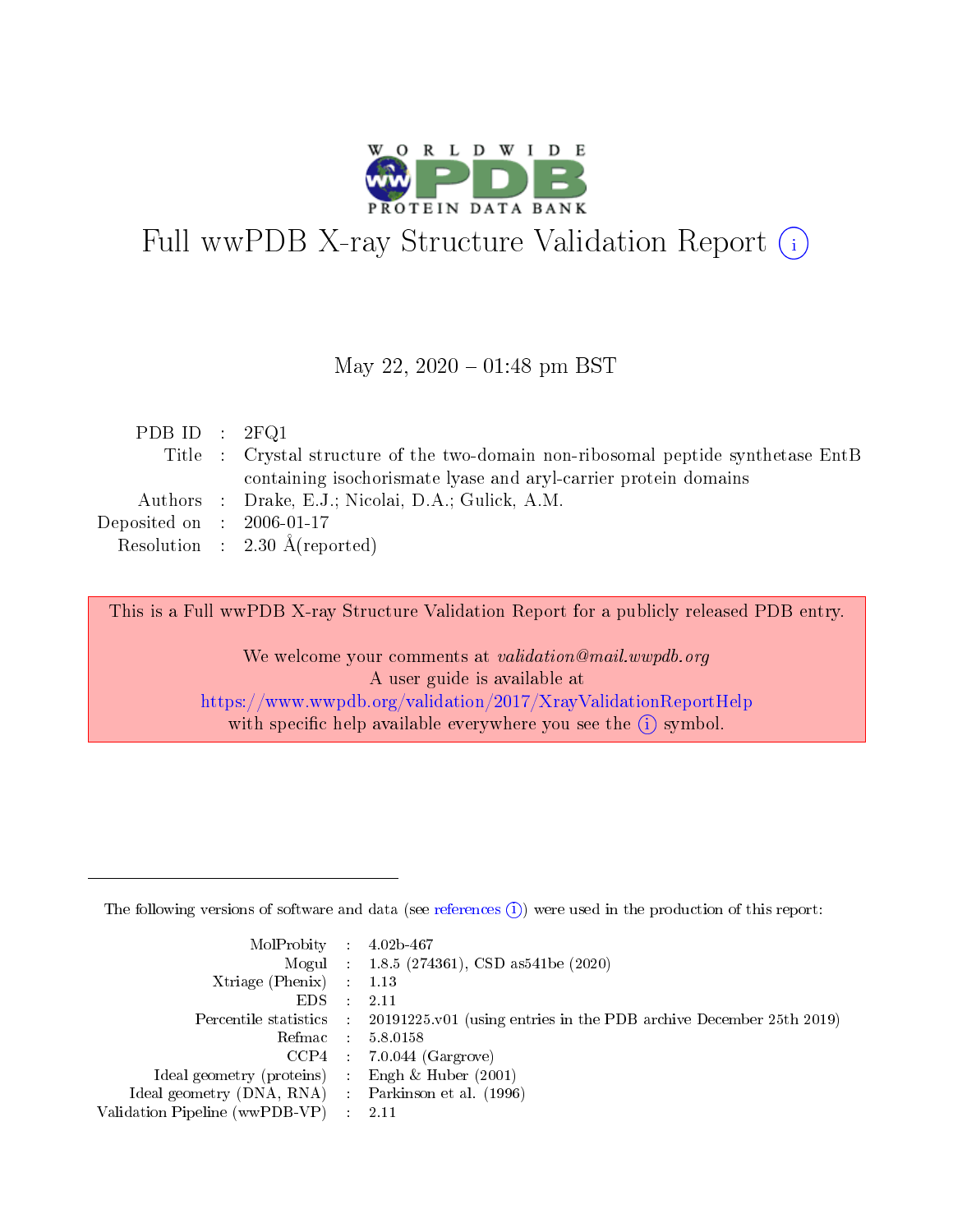# Full wwPDB X-ray Structure Validation Report (i)

May 22, 2020 – 01:48 pm BST

| | | |
|---|---|---|
| PDB ID | : | 2FQ1 |
| Title | : | Crystal structure of the two-domain non-ribosomal peptide synthetase EntB containing isochorismate lyase and aryl-carrier protein domains |
| Authors | : | Drake, E.J.; Nicolai, D.A.; Gulick, A.M. |
| Deposited on | : | 2006-01-17 |
| Resolution | : | 2.30 Å(reported) |

This is a Full wwPDB X-ray Structure Validation Report for a publicly released PDB entry.

We welcome your comments at *validation@mail.wwpdb.org*
A user guide is available at
https://www.wwpdb.org/validation/2017/XrayValidationReportHelp
with specific help available everywhere you see the (i) symbol.

---

The following versions of software and data (see references (i)) were used in the production of this report:

| | | |
|---|---|---|
| MolProbity | : | 4.02b-467 |
| Mogul | : | 1.8.5 (274361), CSD as541be (2020) |
| Xtriage (Phenix) | : | 1.13 |
| EDS | : | 2.11 |
| Percentile statistics | : | 20191225.v01 (using entries in the PDB archive December 25th 2019) |
| Refmac | : | 5.8.0158 |
| CCP4 | : | 7.0.044 (Gargrove) |
| Ideal geometry (proteins) | : | Engh & Huber (2001) |
| Ideal geometry (DNA, RNA) | : | Parkinson et al. (1996) |
| Validation Pipeline (wwPDB-VP) | : | 2.11 |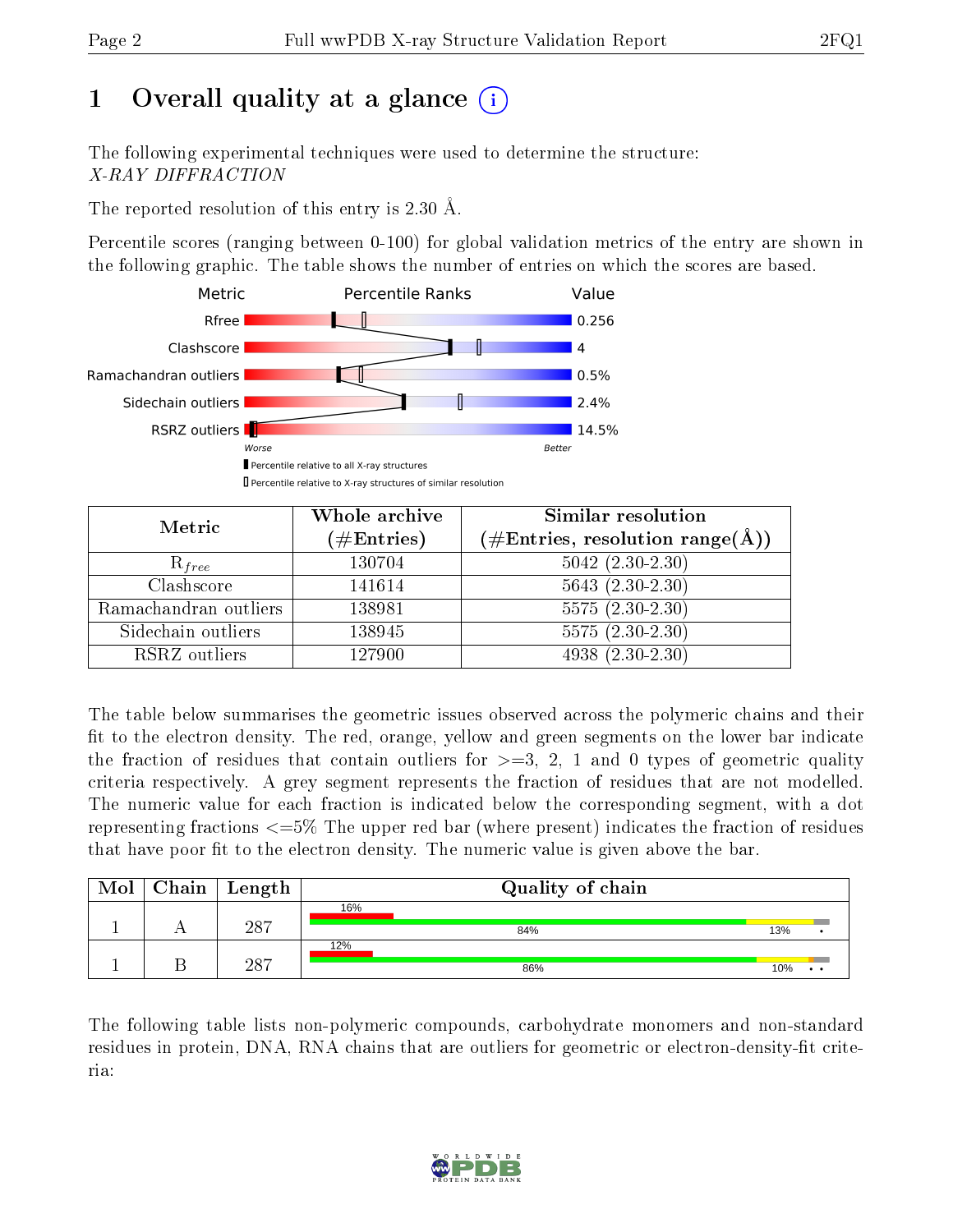# 1 Overall quality at a glance

The following experimental techniques were used to determine the structure:
*X-RAY DIFFRACTION*

The reported resolution of this entry is 2.30 Å.

Percentile scores (ranging between 0-100) for global validation metrics of the entry are shown in the following graphic. The table shows the number of entries on which the scores are based.

| Metric | Value |
|---|---|
| Rfree | 0.256 |
| Clashscore | 4 |
| Ramachandran outliers | 0.5% |
| Sidechain outliers | 2.4% |
| RSRZ outliers | 14.5% |

Worse — Better

▮ Percentile relative to all X-ray structures
▯ Percentile relative to X-ray structures of similar resolution

| Metric | Whole archive (#Entries) | Similar resolution (#Entries, resolution range(Å)) |
|---|---|---|
| $R_{free}$ | 130704 | 5042 (2.30-2.30) |
| Clashscore | 141614 | 5643 (2.30-2.30) |
| Ramachandran outliers | 138981 | 5575 (2.30-2.30) |
| Sidechain outliers | 138945 | 5575 (2.30-2.30) |
| RSRZ outliers | 127900 | 4938 (2.30-2.30) |

The table below summarises the geometric issues observed across the polymeric chains and their fit to the electron density. The red, orange, yellow and green segments on the lower bar indicate the fraction of residues that contain outliers for >=3, 2, 1 and 0 types of geometric quality criteria respectively. A grey segment represents the fraction of residues that are not modelled. The numeric value for each fraction is indicated below the corresponding segment, with a dot representing fractions <=5% The upper red bar (where present) indicates the fraction of residues that have poor fit to the electron density. The numeric value is given above the bar.

| Mol | Chain | Length | Quality of chain |
|---|---|---|---|
| 1 | A | 287 | 16% (poor fit); 84%, 13%, • |
| 1 | B | 287 | 12% (poor fit); 86%, 10%, • • |

The following table lists non-polymeric compounds, carbohydrate monomers and non-standard residues in protein, DNA, RNA chains that are outliers for geometric or electron-density-fit criteria: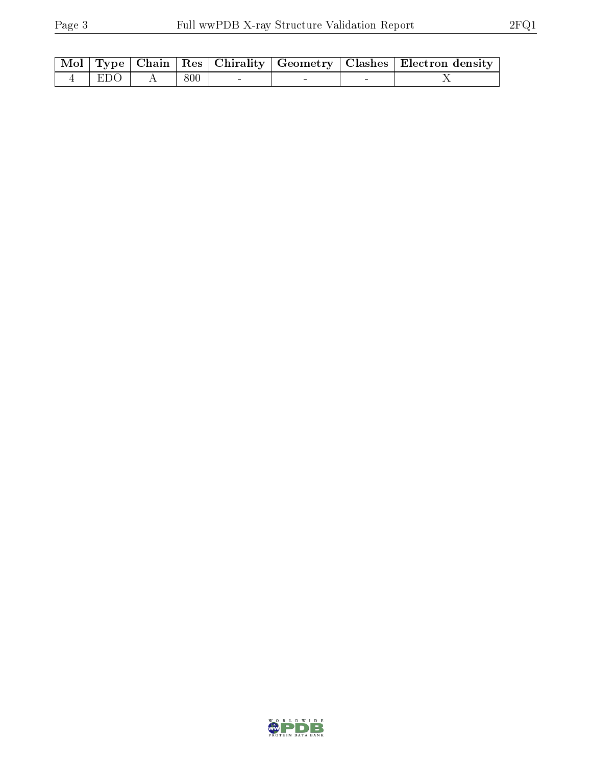| Mol | Type | Chain | Res | Chirality | Geometry | Clashes | Electron density |
|---|---|---|---|---|---|---|---|
| 4 | EDO | A | 800 | - | - | - | X |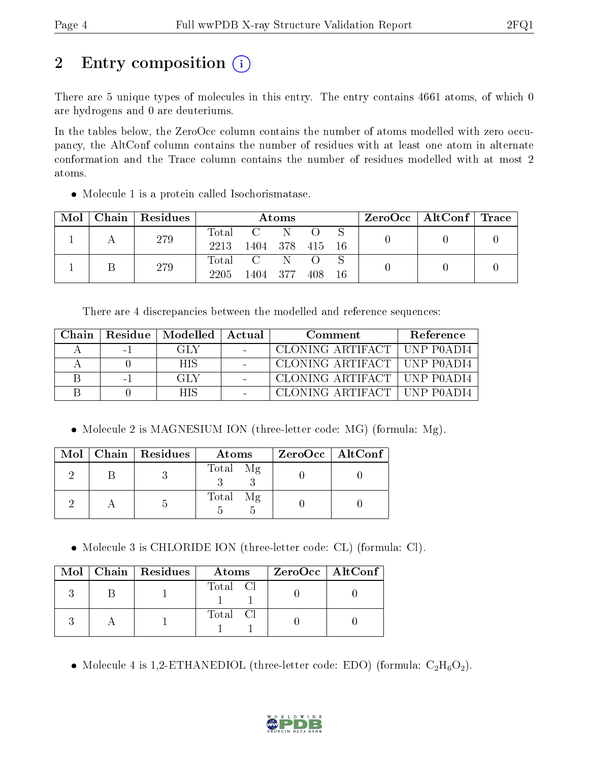## 2 Entry composition (i)

There are 5 unique types of molecules in this entry. The entry contains 4661 atoms, of which 0 are hydrogens and 0 are deuteriums.

In the tables below, the ZeroOcc column contains the number of atoms modelled with zero occupancy, the AltConf column contains the number of residues with at least one atom in alternate conformation and the Trace column contains the number of residues modelled with at most 2 atoms.

- Molecule 1 is a protein called Isochorismatase.

| Mol | Chain | Residues | Atoms | | | | | ZeroOcc | AltConf | Trace |
|---|---|---|---|---|---|---|---|---|---|---|
| 1 | A | 279 | Total<br>2213 | C<br>1404 | N<br>378 | O<br>415 | S<br>16 | 0 | 0 | 0 |
| 1 | B | 279 | Total<br>2205 | C<br>1404 | N<br>377 | O<br>408 | S<br>16 | 0 | 0 | 0 |

There are 4 discrepancies between the modelled and reference sequences:

| Chain | Residue | Modelled | Actual | Comment | Reference |
|---|---|---|---|---|---|
| A | -1 | GLY | - | CLONING ARTIFACT | UNP P0ADI4 |
| A | 0 | HIS | - | CLONING ARTIFACT | UNP P0ADI4 |
| B | -1 | GLY | - | CLONING ARTIFACT | UNP P0ADI4 |
| B | 0 | HIS | - | CLONING ARTIFACT | UNP P0ADI4 |

- Molecule 2 is MAGNESIUM ION (three-letter code: MG) (formula: Mg).

| Mol | Chain | Residues | Atoms | | ZeroOcc | AltConf |
|---|---|---|---|---|---|---|
| 2 | B | 3 | Total<br>3 | Mg<br>3 | 0 | 0 |
| 2 | A | 5 | Total<br>5 | Mg<br>5 | 0 | 0 |

- Molecule 3 is CHLORIDE ION (three-letter code: CL) (formula: Cl).

| Mol | Chain | Residues | Atoms | | ZeroOcc | AltConf |
|---|---|---|---|---|---|---|
| 3 | B | 1 | Total<br>1 | Cl<br>1 | 0 | 0 |
| 3 | A | 1 | Total<br>1 | Cl<br>1 | 0 | 0 |

- Molecule 4 is 1,2-ETHANEDIOL (three-letter code: EDO) (formula: $C_2H_6O_2$).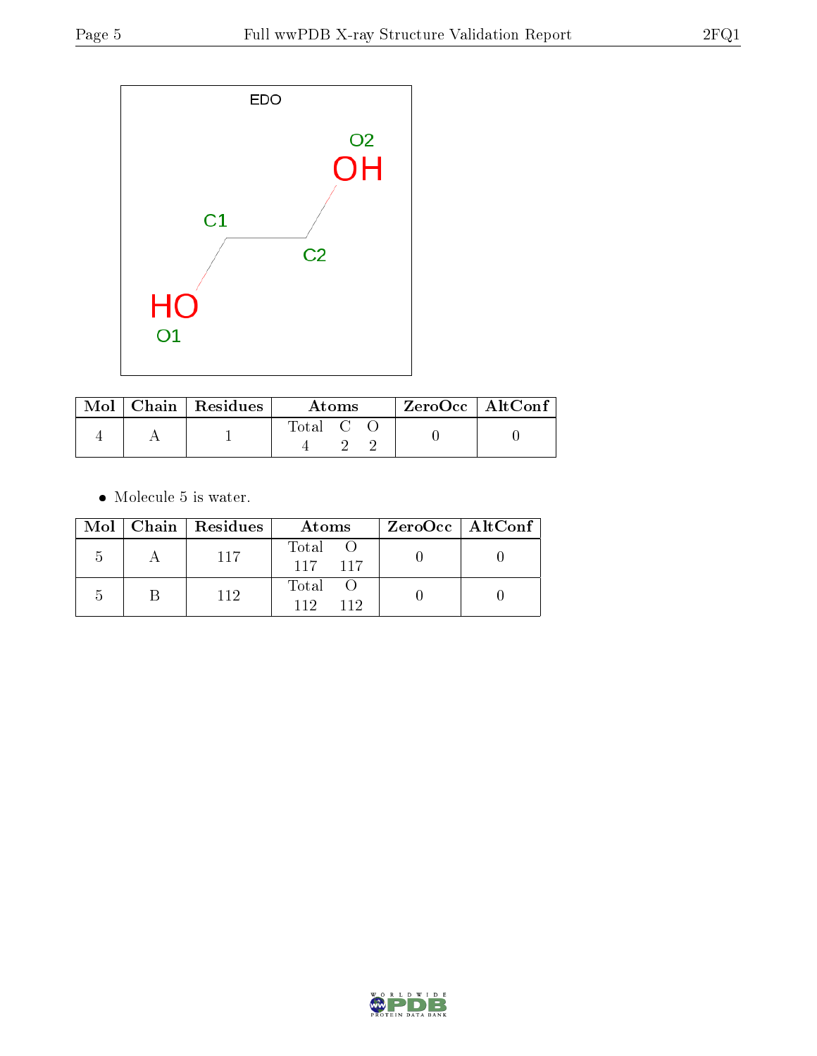| Mol | Chain | Residues | Atoms | | | ZeroOcc | AltConf |
|---|---|---|---|---|---|---|---|
| 4 | A | 1 | Total | C | O | 0 | 0 |
| | | | 4 | 2 | 2 | | |

- Molecule 5 is water.

| Mol | Chain | Residues | Atoms | | ZeroOcc | AltConf |
|---|---|---|---|---|---|---|
| 5 | A | 117 | Total | O | 0 | 0 |
| | | | 117 | 117 | | |
| 5 | B | 112 | Total | O | 0 | 0 |
| | | | 112 | 112 | | |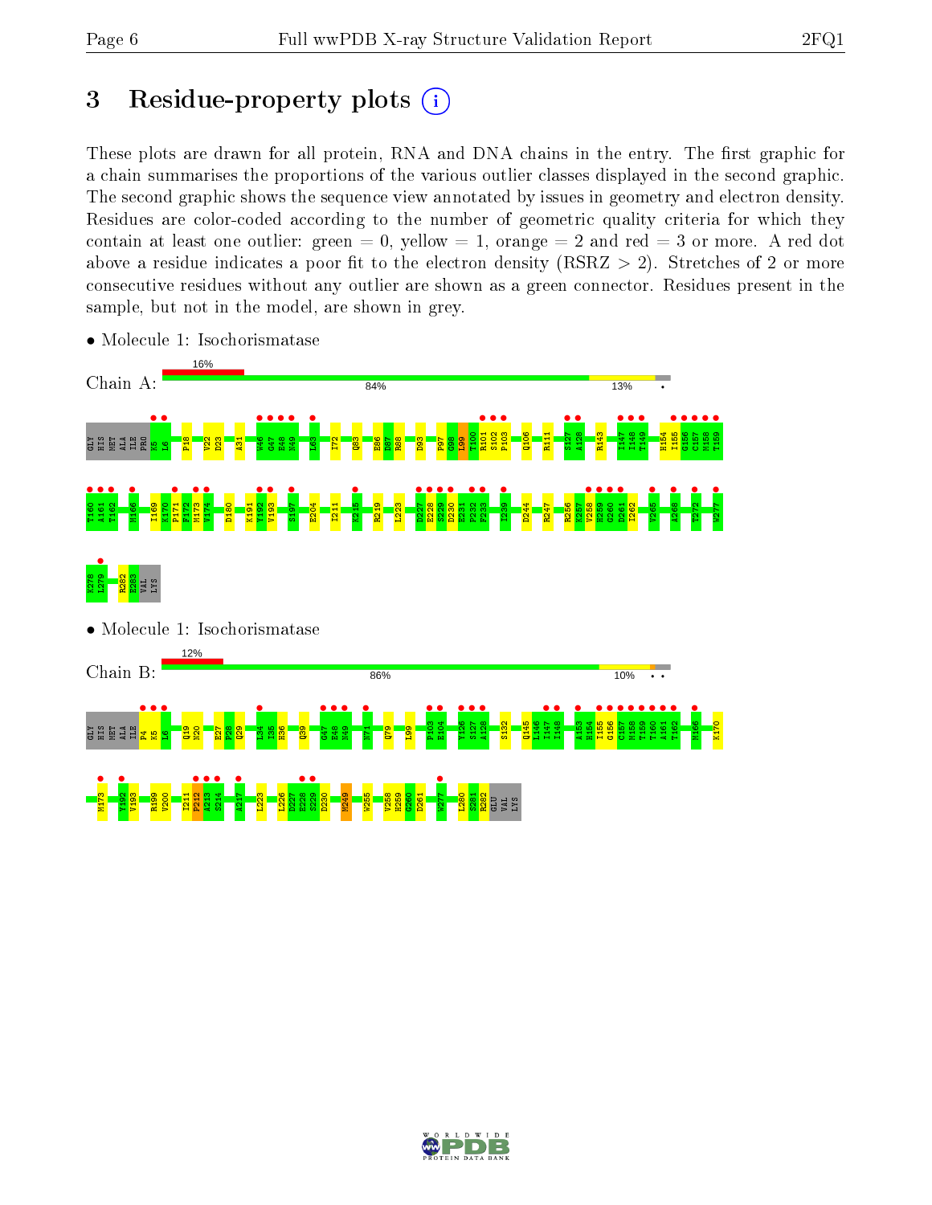# 3 Residue-property plots

These plots are drawn for all protein, RNA and DNA chains in the entry. The first graphic for a chain summarises the proportions of the various outlier classes displayed in the second graphic. The second graphic shows the sequence view annotated by issues in geometry and electron density. Residues are color-coded according to the number of geometric quality criteria for which they contain at least one outlier: green = 0, yellow = 1, orange = 2 and red = 3 or more. A red dot above a residue indicates a poor fit to the electron density (RSRZ > 2). Stretches of 2 or more consecutive residues without any outlier are shown as a green connector. Residues present in the sample, but not in the model, are shown in grey.

- Molecule 1: Isochorismatase

Chain A: 16% | 84% | 13%

GLY HIS MET ALA ILE PRO K5 L6 P18 V22 D23 A31 W46 G47 E48 N49 L63 I72 Q83 E86 D87 R88 D93 P97 G98 L99 T100 R101 S102 P103 Q106 R111 S127 A128 R143 I147 I148 T149 H154 I155 G156 C157 M158 T159 T160 A161 T162 M166 I169 K170 P171 F172 M173 V174 D180 K191 Y192 V193 S197 E204 I211 K215 R219 L223 D227 E228 S229 D230 E231 P232 F233 I239 D244 R247 R256 K257 V258 H259 G260 D261 I262 V265 A268 T272 W277 K278 L279 R282 E283 VAL LYS

- Molecule 1: Isochorismatase

Chain B: 12% | 86% | 10%

GLY HIS MET ALA ILE P4 K5 L6 Q19 N20 E27 P28 Q29 I34 I35 H36 Q39 G47 E48 N49 N71 Q79 L99 P103 E104 V126 S127 A128 S132 Q145 I146 I147 I148 A153 H154 I155 G156 C157 M158 T159 T160 A161 T162 M166 K170 M173 Y192 V193 R199 V200 I211 P212 A213 S214 A217 L223 L226 D227 E228 S229 D230 M249 W255 V258 H259 G260 D261 W277 L280 S281 R282 GLU VAL LYS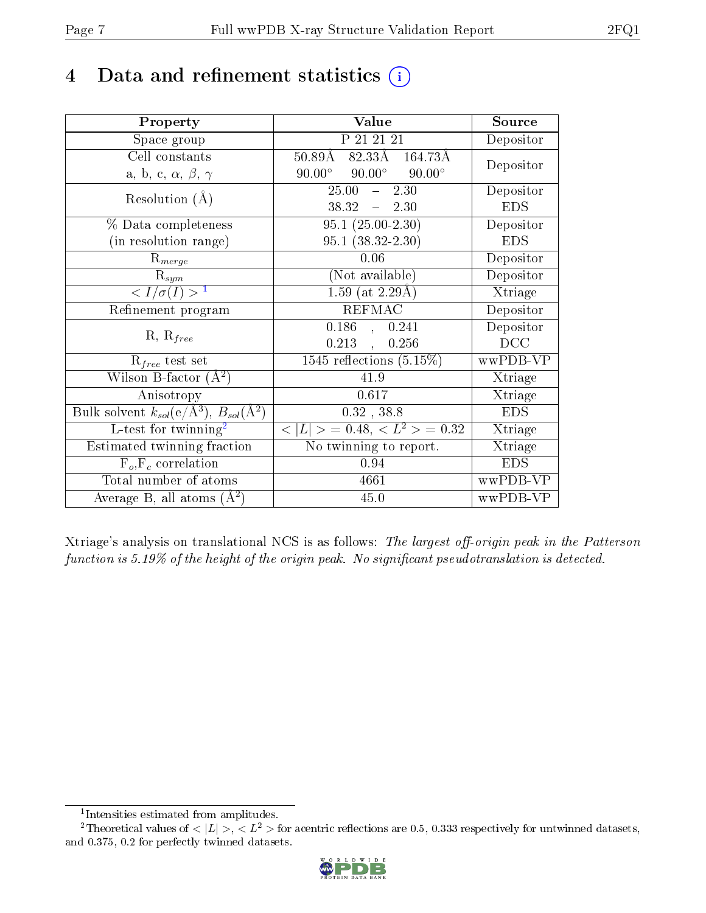# 4 Data and refinement statistics

| Property | Value | Source |
|---|---|---|
| Space group | P 21 21 21 | Depositor |
| Cell constants<br>a, b, c, $\alpha$, $\beta$, $\gamma$ | 50.89Å 82.33Å 164.73Å<br>90.00° 90.00° 90.00° | Depositor |
| Resolution (Å) | 25.00 – 2.30<br>38.32 – 2.30 | Depositor<br>EDS |
| % Data completeness<br>(in resolution range) | 95.1 (25.00-2.30)<br>95.1 (38.32-2.30) | Depositor<br>EDS |
| $R_{merge}$ | 0.06 | Depositor |
| $R_{sym}$ | (Not available) | Depositor |
| $< I/\sigma(I) >$ [1] | 1.59 (at 2.29Å) | Xtriage |
| Refinement program | REFMAC | Depositor |
| R, $R_{free}$ | 0.186 , 0.241<br>0.213 , 0.256 | Depositor<br>DCC |
| $R_{free}$ test set | 1545 reflections (5.15%) | wwPDB-VP |
| Wilson B-factor (Å$^2$) | 41.9 | Xtriage |
| Anisotropy | 0.617 | Xtriage |
| Bulk solvent $k_{sol}$(e/Å$^3$), $B_{sol}$(Å$^2$) | 0.32 , 38.8 | EDS |
| L-test for twinning[2] | $< \lvert L \rvert >$ = 0.48, $< L^2 >$ = 0.32 | Xtriage |
| Estimated twinning fraction | No twinning to report. | Xtriage |
| $F_o$,$F_c$ correlation | 0.94 | EDS |
| Total number of atoms | 4661 | wwPDB-VP |
| Average B, all atoms (Å$^2$) | 45.0 | wwPDB-VP |

Xtriage's analysis on translational NCS is as follows: *The largest off-origin peak in the Patterson function is 5.19% of the height of the origin peak. No significant pseudotranslation is detected.*

[1] Intensities estimated from amplitudes.

[2] Theoretical values of $< \lvert L \rvert >$, $< L^2 >$ for acentric reflections are 0.5, 0.333 respectively for untwinned datasets, and 0.375, 0.2 for perfectly twinned datasets.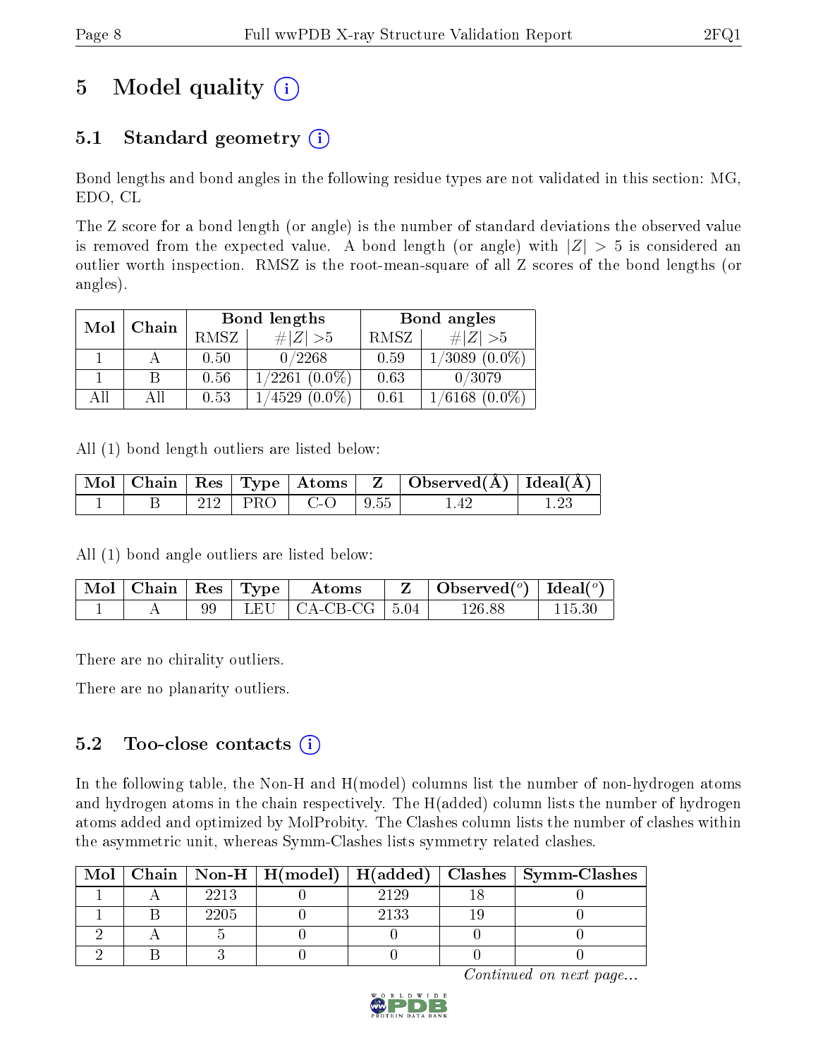# 5 Model quality (i)

## 5.1 Standard geometry (i)

Bond lengths and bond angles in the following residue types are not validated in this section: MG, EDO, CL

The Z score for a bond length (or angle) is the number of standard deviations the observed value is removed from the expected value. A bond length (or angle) with $|Z| > 5$ is considered an outlier worth inspection. RMSZ is the root-mean-square of all Z scores of the bond lengths (or angles).

| Mol | Chain | Bond lengths | | Bond angles | |
|---|---|---|---|---|---|
| | | RMSZ | $\#\|Z\| > 5$ | RMSZ | $\#\|Z\| > 5$ |
| 1 | A | 0.50 | 0/2268 | 0.59 | 1/3089 (0.0%) |
| 1 | B | 0.56 | 1/2261 (0.0%) | 0.63 | 0/3079 |
| All | All | 0.53 | 1/4529 (0.0%) | 0.61 | 1/6168 (0.0%) |

All (1) bond length outliers are listed below:

| Mol | Chain | Res | Type | Atoms | Z | Observed(Å) | Ideal(Å) |
|---|---|---|---|---|---|---|---|
| 1 | B | 212 | PRO | C-O | 9.55 | 1.42 | 1.23 |

All (1) bond angle outliers are listed below:

| Mol | Chain | Res | Type | Atoms | Z | Observed(°) | Ideal(°) |
|---|---|---|---|---|---|---|---|
| 1 | A | 99 | LEU | CA-CB-CG | 5.04 | 126.88 | 115.30 |

There are no chirality outliers.

There are no planarity outliers.

## 5.2 Too-close contacts (i)

In the following table, the Non-H and H(model) columns list the number of non-hydrogen atoms and hydrogen atoms in the chain respectively. The H(added) column lists the number of hydrogen atoms added and optimized by MolProbity. The Clashes column lists the number of clashes within the asymmetric unit, whereas Symm-Clashes lists symmetry related clashes.

| Mol | Chain | Non-H | H(model) | H(added) | Clashes | Symm-Clashes |
|---|---|---|---|---|---|---|
| 1 | A | 2213 | 0 | 2129 | 18 | 0 |
| 1 | B | 2205 | 0 | 2133 | 19 | 0 |
| 2 | A | 5 | 0 | 0 | 0 | 0 |
| 2 | B | 3 | 0 | 0 | 0 | 0 |

*Continued on next page...*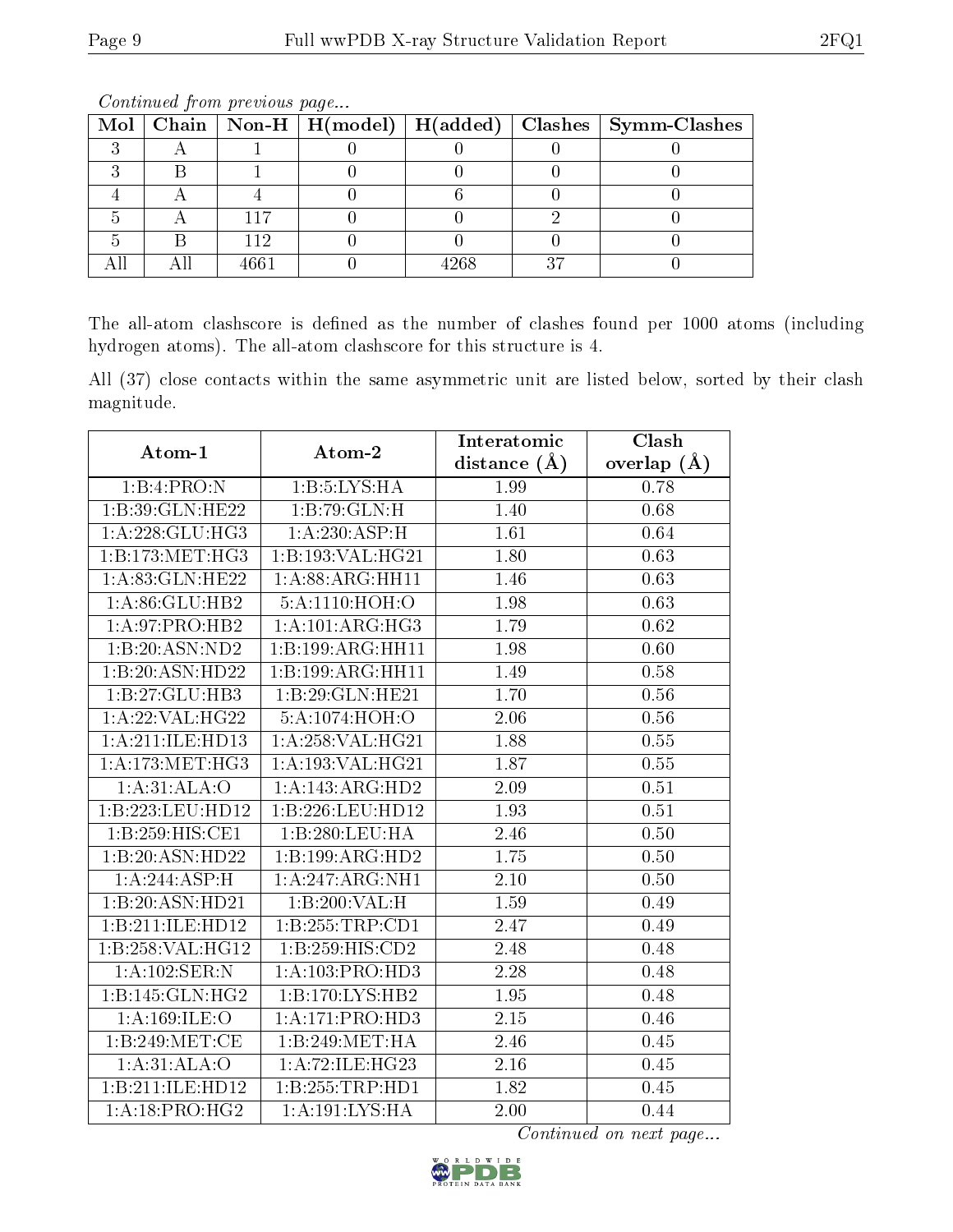*Continued from previous page...*

| Mol | Chain | Non-H | H(model) | H(added) | Clashes | Symm-Clashes |
|---|---|---|---|---|---|---|
| 3 | A | 1 | 0 | 0 | 0 | 0 |
| 3 | B | 1 | 0 | 0 | 0 | 0 |
| 4 | A | 4 | 0 | 6 | 0 | 0 |
| 5 | A | 117 | 0 | 0 | 2 | 0 |
| 5 | B | 112 | 0 | 0 | 0 | 0 |
| All | All | 4661 | 0 | 4268 | 37 | 0 |

The all-atom clashscore is defined as the number of clashes found per 1000 atoms (including hydrogen atoms). The all-atom clashscore for this structure is 4.

All (37) close contacts within the same asymmetric unit are listed below, sorted by their clash magnitude.

| Atom-1 | Atom-2 | Interatomic distance (Å) | Clash overlap (Å) |
|---|---|---|---|
| 1:B:4:PRO:N | 1:B:5:LYS:HA | 1.99 | 0.78 |
| 1:B:39:GLN:HE22 | 1:B:79:GLN:H | 1.40 | 0.68 |
| 1:A:228:GLU:HG3 | 1:A:230:ASP:H | 1.61 | 0.64 |
| 1:B:173:MET:HG3 | 1:B:193:VAL:HG21 | 1.80 | 0.63 |
| 1:A:83:GLN:HE22 | 1:A:88:ARG:HH11 | 1.46 | 0.63 |
| 1:A:86:GLU:HB2 | 5:A:1110:HOH:O | 1.98 | 0.63 |
| 1:A:97:PRO:HB2 | 1:A:101:ARG:HG3 | 1.79 | 0.62 |
| 1:B:20:ASN:ND2 | 1:B:199:ARG:HH11 | 1.98 | 0.60 |
| 1:B:20:ASN:HD22 | 1:B:199:ARG:HH11 | 1.49 | 0.58 |
| 1:B:27:GLU:HB3 | 1:B:29:GLN:HE21 | 1.70 | 0.56 |
| 1:A:22:VAL:HG22 | 5:A:1074:HOH:O | 2.06 | 0.56 |
| 1:A:211:ILE:HD13 | 1:A:258:VAL:HG21 | 1.88 | 0.55 |
| 1:A:173:MET:HG3 | 1:A:193:VAL:HG21 | 1.87 | 0.55 |
| 1:A:31:ALA:O | 1:A:143:ARG:HD2 | 2.09 | 0.51 |
| 1:B:223:LEU:HD12 | 1:B:226:LEU:HD12 | 1.93 | 0.51 |
| 1:B:259:HIS:CE1 | 1:B:280:LEU:HA | 2.46 | 0.50 |
| 1:B:20:ASN:HD22 | 1:B:199:ARG:HD2 | 1.75 | 0.50 |
| 1:A:244:ASP:H | 1:A:247:ARG:NH1 | 2.10 | 0.50 |
| 1:B:20:ASN:HD21 | 1:B:200:VAL:H | 1.59 | 0.49 |
| 1:B:211:ILE:HD12 | 1:B:255:TRP:CD1 | 2.47 | 0.49 |
| 1:B:258:VAL:HG12 | 1:B:259:HIS:CD2 | 2.48 | 0.48 |
| 1:A:102:SER:N | 1:A:103:PRO:HD3 | 2.28 | 0.48 |
| 1:B:145:GLN:HG2 | 1:B:170:LYS:HB2 | 1.95 | 0.48 |
| 1:A:169:ILE:O | 1:A:171:PRO:HD3 | 2.15 | 0.46 |
| 1:B:249:MET:CE | 1:B:249:MET:HA | 2.46 | 0.45 |
| 1:A:31:ALA:O | 1:A:72:ILE:HG23 | 2.16 | 0.45 |
| 1:B:211:ILE:HD12 | 1:B:255:TRP:HD1 | 1.82 | 0.45 |
| 1:A:18:PRO:HG2 | 1:A:191:LYS:HA | 2.00 | 0.44 |

*Continued on next page...*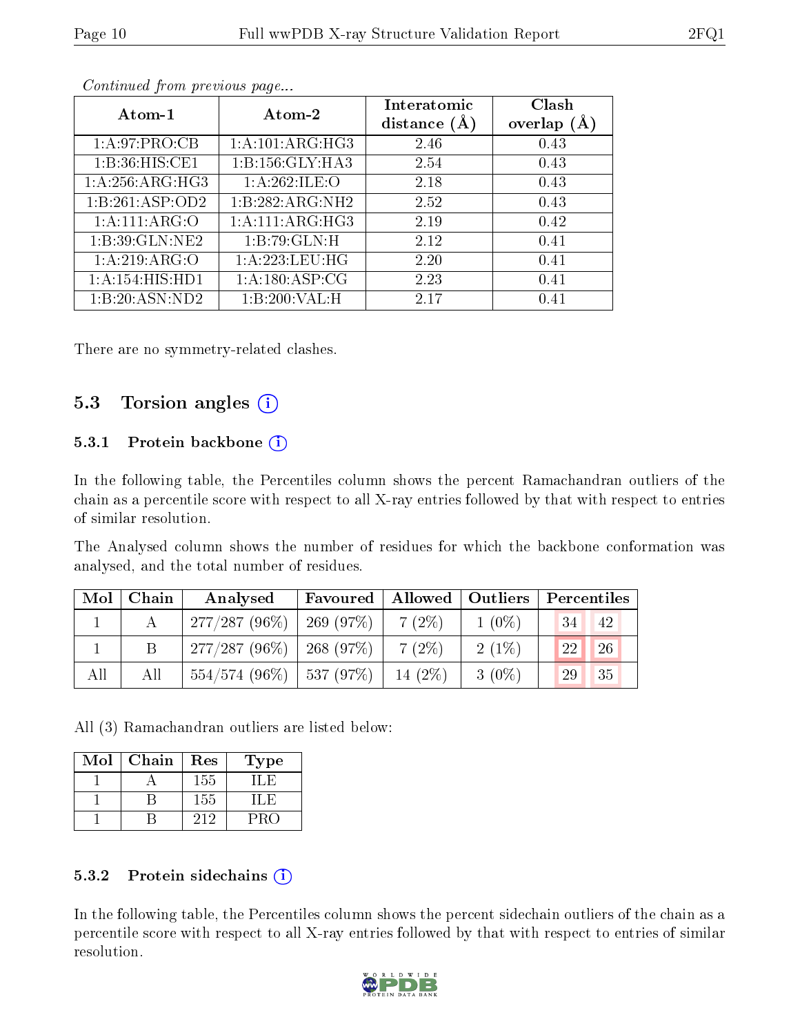*Continued from previous page...*

| Atom-1 | Atom-2 | Interatomic distance (Å) | Clash overlap (Å) |
|---|---|---|---|
| 1:A:97:PRO:CB | 1:A:101:ARG:HG3 | 2.46 | 0.43 |
| 1:B:36:HIS:CE1 | 1:B:156:GLY:HA3 | 2.54 | 0.43 |
| 1:A:256:ARG:HG3 | 1:A:262:ILE:O | 2.18 | 0.43 |
| 1:B:261:ASP:OD2 | 1:B:282:ARG:NH2 | 2.52 | 0.43 |
| 1:A:111:ARG:O | 1:A:111:ARG:HG3 | 2.19 | 0.42 |
| 1:B:39:GLN:NE2 | 1:B:79:GLN:H | 2.12 | 0.41 |
| 1:A:219:ARG:O | 1:A:223:LEU:HG | 2.20 | 0.41 |
| 1:A:154:HIS:HD1 | 1:A:180:ASP:CG | 2.23 | 0.41 |
| 1:B:20:ASN:ND2 | 1:B:200:VAL:H | 2.17 | 0.41 |

There are no symmetry-related clashes.

## 5.3 Torsion angles

### 5.3.1 Protein backbone

In the following table, the Percentiles column shows the percent Ramachandran outliers of the chain as a percentile score with respect to all X-ray entries followed by that with respect to entries of similar resolution.

The Analysed column shows the number of residues for which the backbone conformation was analysed, and the total number of residues.

| Mol | Chain | Analysed | Favoured | Allowed | Outliers | Percentiles | |
|---|---|---|---|---|---|---|---|
| 1 | A | 277/287 (96%) | 269 (97%) | 7 (2%) | 1 (0%) | 34 | 42 |
| 1 | B | 277/287 (96%) | 268 (97%) | 7 (2%) | 2 (1%) | 22 | 26 |
| All | All | 554/574 (96%) | 537 (97%) | 14 (2%) | 3 (0%) | 29 | 35 |

All (3) Ramachandran outliers are listed below:

| Mol | Chain | Res | Type |
|---|---|---|---|
| 1 | A | 155 | ILE |
| 1 | B | 155 | ILE |
| 1 | B | 212 | PRO |

### 5.3.2 Protein sidechains

In the following table, the Percentiles column shows the percent sidechain outliers of the chain as a percentile score with respect to all X-ray entries followed by that with respect to entries of similar resolution.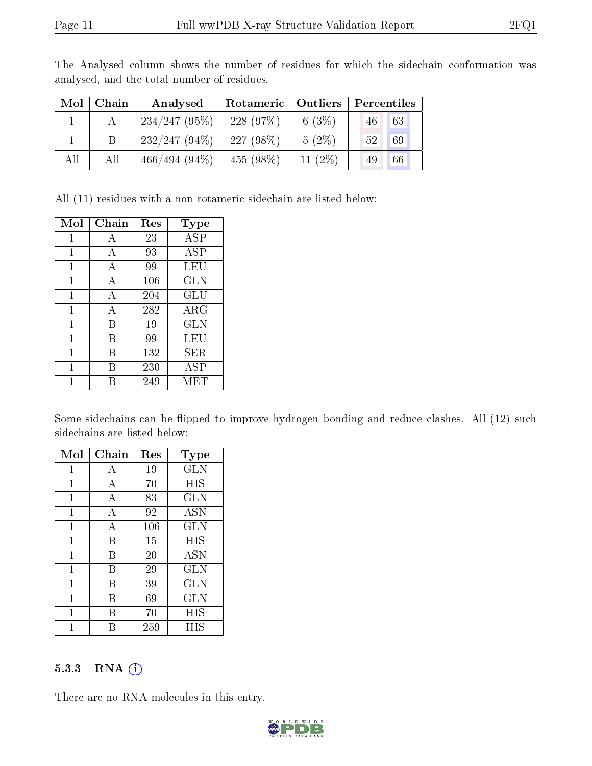The Analysed column shows the number of residues for which the sidechain conformation was analysed, and the total number of residues.

| Mol | Chain | Analysed | Rotameric | Outliers | Percentiles | |
|---|---|---|---|---|---|---|
| 1 | A | 234/247 (95%) | 228 (97%) | 6 (3%) | 46 | 63 |
| 1 | B | 232/247 (94%) | 227 (98%) | 5 (2%) | 52 | 69 |
| All | All | 466/494 (94%) | 455 (98%) | 11 (2%) | 49 | 66 |

All (11) residues with a non-rotameric sidechain are listed below:

| Mol | Chain | Res | Type |
|---|---|---|---|
| 1 | A | 23 | ASP |
| 1 | A | 93 | ASP |
| 1 | A | 99 | LEU |
| 1 | A | 106 | GLN |
| 1 | A | 204 | GLU |
| 1 | A | 282 | ARG |
| 1 | B | 19 | GLN |
| 1 | B | 99 | LEU |
| 1 | B | 132 | SER |
| 1 | B | 230 | ASP |
| 1 | B | 249 | MET |

Some sidechains can be flipped to improve hydrogen bonding and reduce clashes. All (12) such sidechains are listed below:

| Mol | Chain | Res | Type |
|---|---|---|---|
| 1 | A | 19 | GLN |
| 1 | A | 70 | HIS |
| 1 | A | 83 | GLN |
| 1 | A | 92 | ASN |
| 1 | A | 106 | GLN |
| 1 | B | 15 | HIS |
| 1 | B | 20 | ASN |
| 1 | B | 29 | GLN |
| 1 | B | 39 | GLN |
| 1 | B | 69 | GLN |
| 1 | B | 70 | HIS |
| 1 | B | 259 | HIS |

### 5.3.3 RNA

There are no RNA molecules in this entry.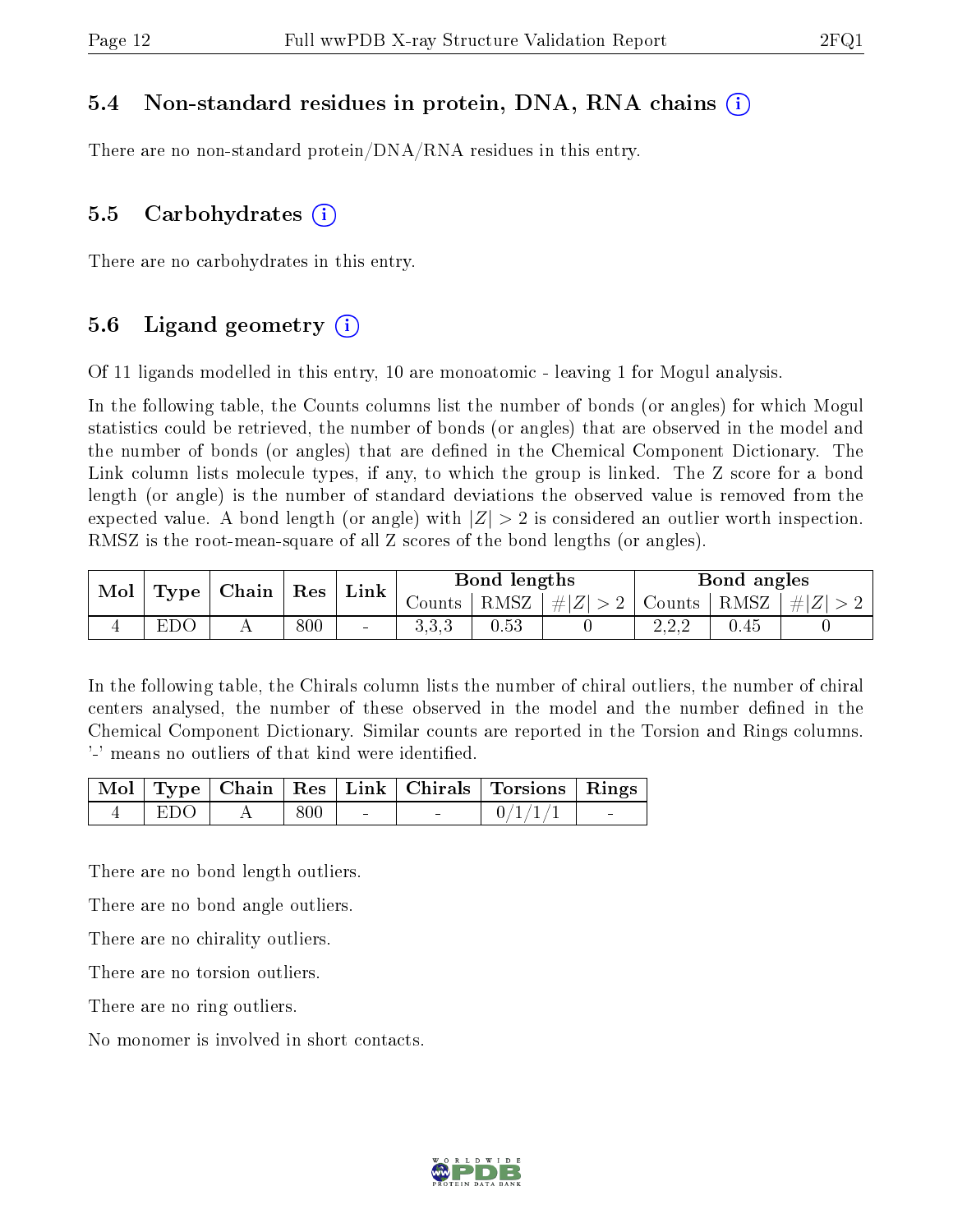### 5.4 Non-standard residues in protein, DNA, RNA chains

There are no non-standard protein/DNA/RNA residues in this entry.

### 5.5 Carbohydrates

There are no carbohydrates in this entry.

### 5.6 Ligand geometry

Of 11 ligands modelled in this entry, 10 are monoatomic - leaving 1 for Mogul analysis.

In the following table, the Counts columns list the number of bonds (or angles) for which Mogul statistics could be retrieved, the number of bonds (or angles) that are observed in the model and the number of bonds (or angles) that are defined in the Chemical Component Dictionary. The Link column lists molecule types, if any, to which the group is linked. The Z score for a bond length (or angle) is the number of standard deviations the observed value is removed from the expected value. A bond length (or angle) with $|Z| > 2$ is considered an outlier worth inspection. RMSZ is the root-mean-square of all Z scores of the bond lengths (or angles).

| Mol | Type | Chain | Res | Link | Bond lengths | | | Bond angles | | |
|---|---|---|---|---|---|---|---|---|---|---|
| | | | | | Counts | RMSZ | $\#\|Z\| > 2$ | Counts | RMSZ | $\#\|Z\| > 2$ |
| 4 | EDO | A | 800 | - | 3,3,3 | 0.53 | 0 | 2,2,2 | 0.45 | 0 |

In the following table, the Chirals column lists the number of chiral outliers, the number of chiral centers analysed, the number of these observed in the model and the number defined in the Chemical Component Dictionary. Similar counts are reported in the Torsion and Rings columns. '-' means no outliers of that kind were identified.

| Mol | Type | Chain | Res | Link | Chirals | Torsions | Rings |
|---|---|---|---|---|---|---|---|
| 4 | EDO | A | 800 | - | - | 0/1/1/1 | - |

There are no bond length outliers.

There are no bond angle outliers.

There are no chirality outliers.

There are no torsion outliers.

There are no ring outliers.

No monomer is involved in short contacts.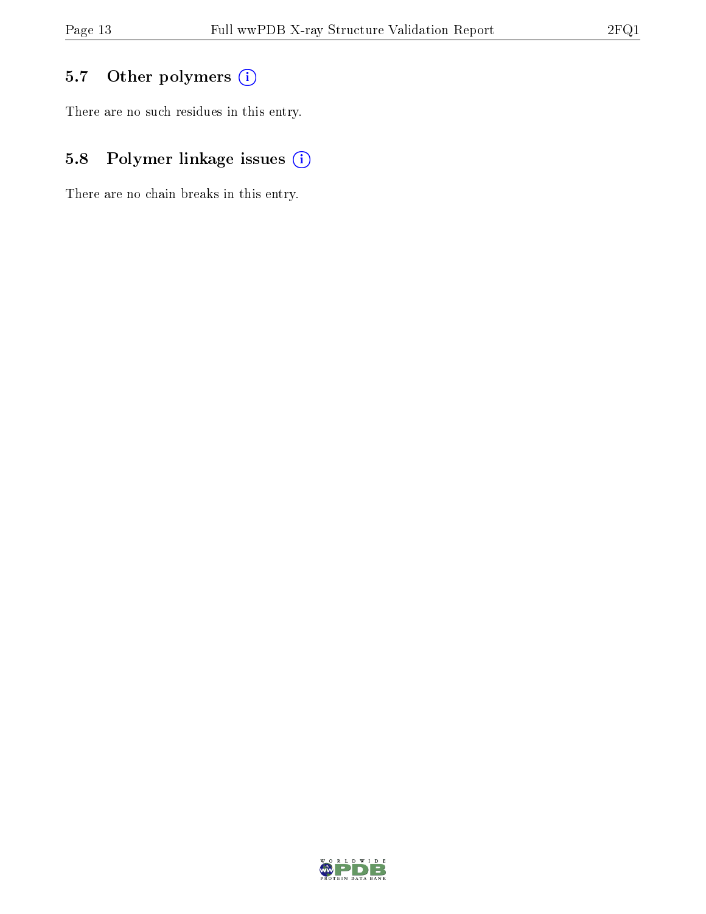### 5.7 Other polymers

There are no such residues in this entry.

### 5.8 Polymer linkage issues

There are no chain breaks in this entry.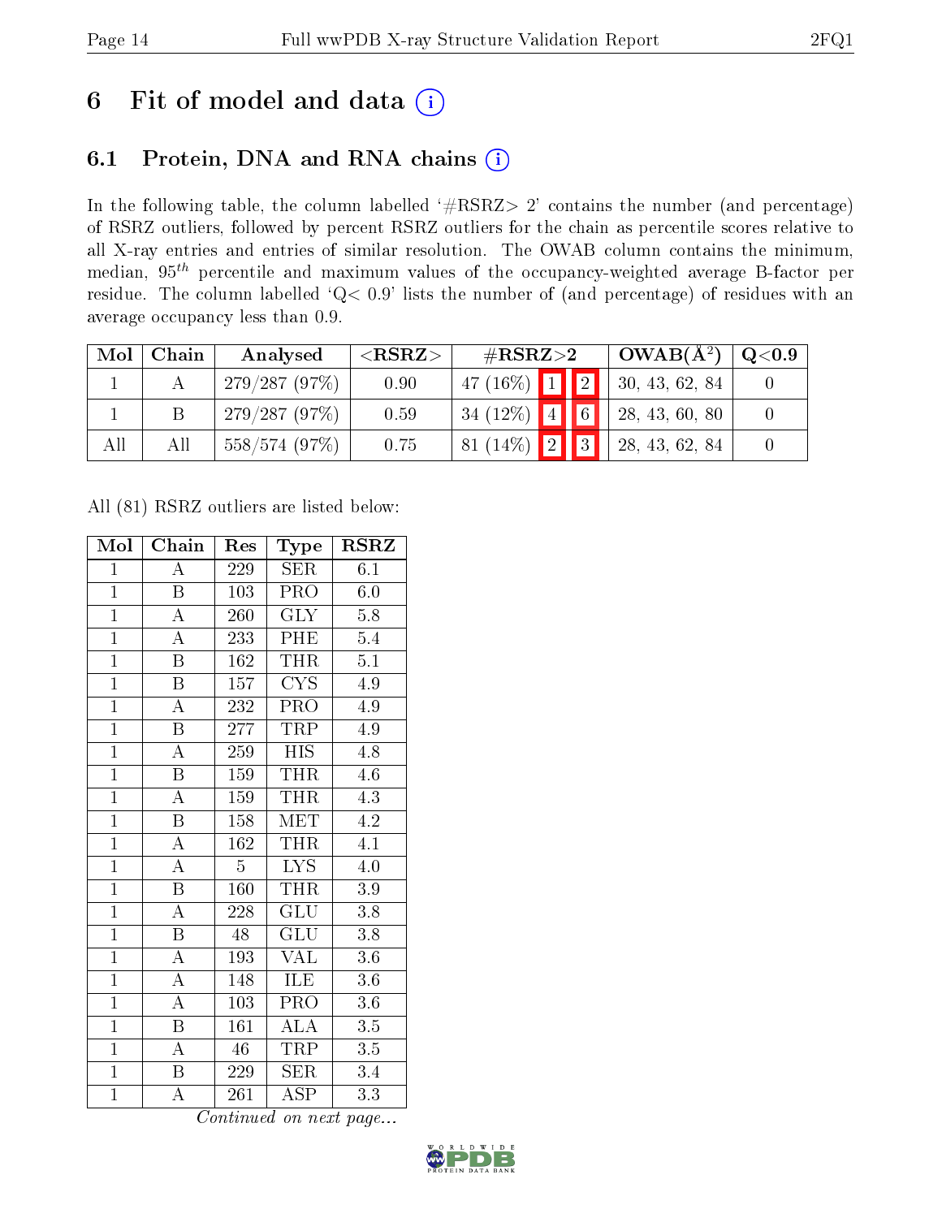# 6 Fit of model and data

## 6.1 Protein, DNA and RNA chains

In the following table, the column labelled '#RSRZ> 2' contains the number (and percentage) of RSRZ outliers, followed by percent RSRZ outliers for the chain as percentile scores relative to all X-ray entries and entries of similar resolution. The OWAB column contains the minimum, median, $95^{th}$ percentile and maximum values of the occupancy-weighted average B-factor per residue. The column labelled 'Q< 0.9' lists the number of (and percentage) of residues with an average occupancy less than 0.9.

| Mol | Chain | Analysed | <RSRZ> | #RSRZ>2 | | | OWAB(Å$^2$) | Q<0.9 |
|---|---|---|---|---|---|---|---|---|
| 1 | A | 279/287 (97%) | 0.90 | 47 (16%) | 1 | 2 | 30, 43, 62, 84 | 0 |
| 1 | B | 279/287 (97%) | 0.59 | 34 (12%) | 4 | 6 | 28, 43, 60, 80 | 0 |
| All | All | 558/574 (97%) | 0.75 | 81 (14%) | 2 | 3 | 28, 43, 62, 84 | 0 |

All (81) RSRZ outliers are listed below:

| Mol | Chain | Res | Type | RSRZ |
|---|---|---|---|---|
| 1 | A | 229 | SER | 6.1 |
| 1 | B | 103 | PRO | 6.0 |
| 1 | A | 260 | GLY | 5.8 |
| 1 | A | 233 | PHE | 5.4 |
| 1 | B | 162 | THR | 5.1 |
| 1 | B | 157 | CYS | 4.9 |
| 1 | A | 232 | PRO | 4.9 |
| 1 | B | 277 | TRP | 4.9 |
| 1 | A | 259 | HIS | 4.8 |
| 1 | B | 159 | THR | 4.6 |
| 1 | A | 159 | THR | 4.3 |
| 1 | B | 158 | MET | 4.2 |
| 1 | A | 162 | THR | 4.1 |
| 1 | A | 5 | LYS | 4.0 |
| 1 | B | 160 | THR | 3.9 |
| 1 | A | 228 | GLU | 3.8 |
| 1 | B | 48 | GLU | 3.8 |
| 1 | A | 193 | VAL | 3.6 |
| 1 | A | 148 | ILE | 3.6 |
| 1 | A | 103 | PRO | 3.6 |
| 1 | B | 161 | ALA | 3.5 |
| 1 | A | 46 | TRP | 3.5 |
| 1 | B | 229 | SER | 3.4 |
| 1 | A | 261 | ASP | 3.3 |

*Continued on next page...*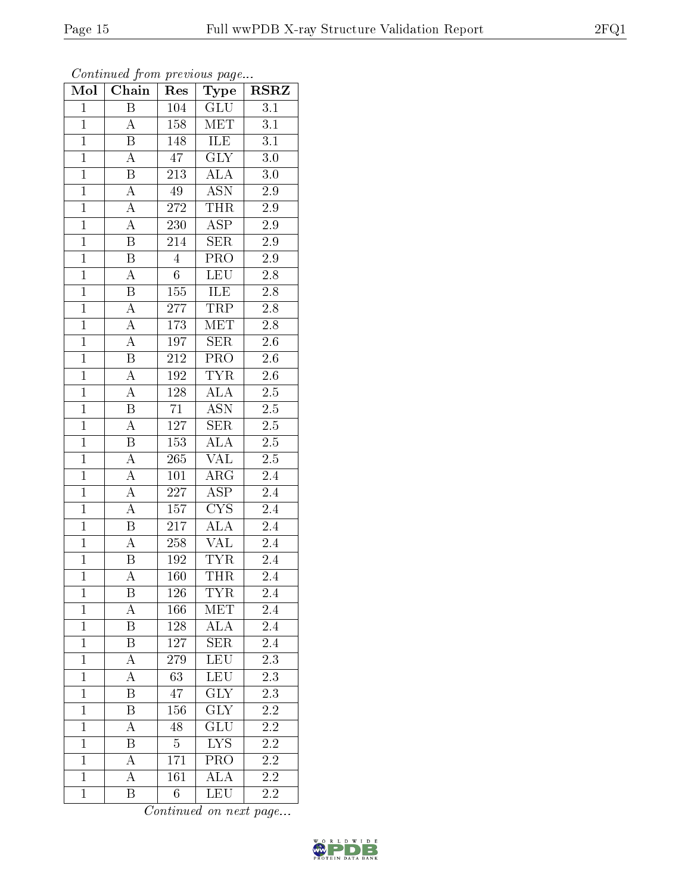*Continued from previous page...*

| Mol | Chain | Res | Type | RSRZ |
|---|---|---|---|---|
| 1 | B | 104 | GLU | 3.1 |
| 1 | A | 158 | MET | 3.1 |
| 1 | B | 148 | ILE | 3.1 |
| 1 | A | 47 | GLY | 3.0 |
| 1 | B | 213 | ALA | 3.0 |
| 1 | A | 49 | ASN | 2.9 |
| 1 | A | 272 | THR | 2.9 |
| 1 | A | 230 | ASP | 2.9 |
| 1 | B | 214 | SER | 2.9 |
| 1 | B | 4 | PRO | 2.9 |
| 1 | A | 6 | LEU | 2.8 |
| 1 | B | 155 | ILE | 2.8 |
| 1 | A | 277 | TRP | 2.8 |
| 1 | A | 173 | MET | 2.8 |
| 1 | A | 197 | SER | 2.6 |
| 1 | B | 212 | PRO | 2.6 |
| 1 | A | 192 | TYR | 2.6 |
| 1 | A | 128 | ALA | 2.5 |
| 1 | B | 71 | ASN | 2.5 |
| 1 | A | 127 | SER | 2.5 |
| 1 | B | 153 | ALA | 2.5 |
| 1 | A | 265 | VAL | 2.5 |
| 1 | A | 101 | ARG | 2.4 |
| 1 | A | 227 | ASP | 2.4 |
| 1 | A | 157 | CYS | 2.4 |
| 1 | B | 217 | ALA | 2.4 |
| 1 | A | 258 | VAL | 2.4 |
| 1 | B | 192 | TYR | 2.4 |
| 1 | A | 160 | THR | 2.4 |
| 1 | B | 126 | TYR | 2.4 |
| 1 | A | 166 | MET | 2.4 |
| 1 | B | 128 | ALA | 2.4 |
| 1 | B | 127 | SER | 2.4 |
| 1 | A | 279 | LEU | 2.3 |
| 1 | A | 63 | LEU | 2.3 |
| 1 | B | 47 | GLY | 2.3 |
| 1 | B | 156 | GLY | 2.2 |
| 1 | A | 48 | GLU | 2.2 |
| 1 | B | 5 | LYS | 2.2 |
| 1 | A | 171 | PRO | 2.2 |
| 1 | A | 161 | ALA | 2.2 |
| 1 | B | 6 | LEU | 2.2 |

*Continued on next page...*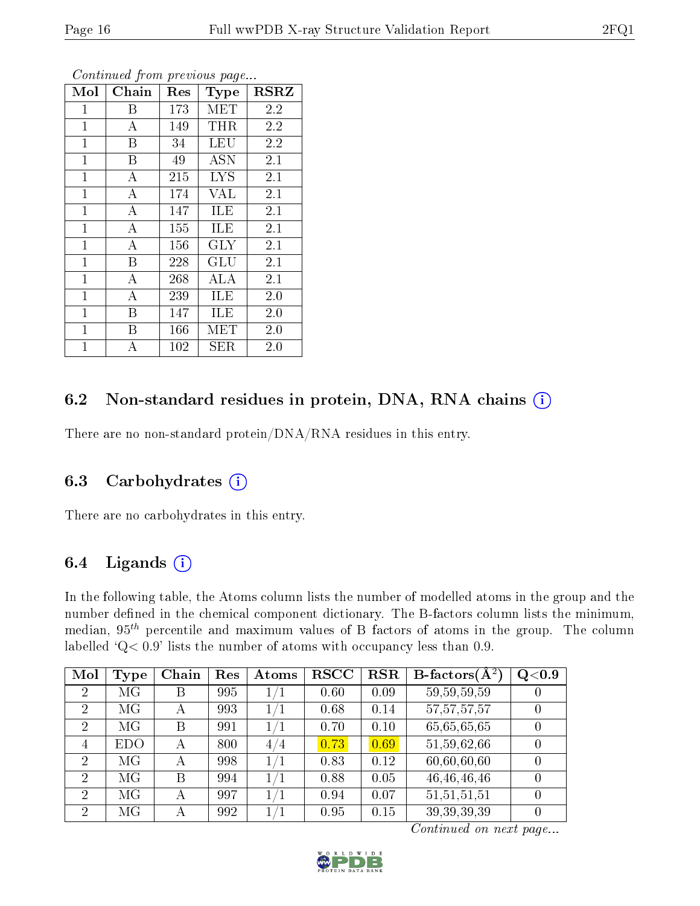*Continued from previous page...*

| Mol | Chain | Res | Type | RSRZ |
|---|---|---|---|---|
| 1 | B | 173 | MET | 2.2 |
| 1 | A | 149 | THR | 2.2 |
| 1 | B | 34 | LEU | 2.2 |
| 1 | B | 49 | ASN | 2.1 |
| 1 | A | 215 | LYS | 2.1 |
| 1 | A | 174 | VAL | 2.1 |
| 1 | A | 147 | ILE | 2.1 |
| 1 | A | 155 | ILE | 2.1 |
| 1 | A | 156 | GLY | 2.1 |
| 1 | B | 228 | GLU | 2.1 |
| 1 | A | 268 | ALA | 2.1 |
| 1 | A | 239 | ILE | 2.0 |
| 1 | B | 147 | ILE | 2.0 |
| 1 | B | 166 | MET | 2.0 |
| 1 | A | 102 | SER | 2.0 |

## 6.2 Non-standard residues in protein, DNA, RNA chains

There are no non-standard protein/DNA/RNA residues in this entry.

## 6.3 Carbohydrates

There are no carbohydrates in this entry.

## 6.4 Ligands

In the following table, the Atoms column lists the number of modelled atoms in the group and the number defined in the chemical component dictionary. The B-factors column lists the minimum, median, $95^{th}$ percentile and maximum values of B factors of atoms in the group. The column labelled 'Q< 0.9' lists the number of atoms with occupancy less than 0.9.

| Mol | Type | Chain | Res | Atoms | RSCC | RSR | B-factors($\AA^2$) | Q<0.9 |
|---|---|---|---|---|---|---|---|---|
| 2 | MG | B | 995 | 1/1 | 0.60 | 0.09 | 59,59,59,59 | 0 |
| 2 | MG | A | 993 | 1/1 | 0.68 | 0.14 | 57,57,57,57 | 0 |
| 2 | MG | B | 991 | 1/1 | 0.70 | 0.10 | 65,65,65,65 | 0 |
| 4 | EDO | A | 800 | 4/4 | 0.73 | 0.69 | 51,59,62,66 | 0 |
| 2 | MG | A | 998 | 1/1 | 0.83 | 0.12 | 60,60,60,60 | 0 |
| 2 | MG | B | 994 | 1/1 | 0.88 | 0.05 | 46,46,46,46 | 0 |
| 2 | MG | A | 997 | 1/1 | 0.94 | 0.07 | 51,51,51,51 | 0 |
| 2 | MG | A | 992 | 1/1 | 0.95 | 0.15 | 39,39,39,39 | 0 |

*Continued on next page...*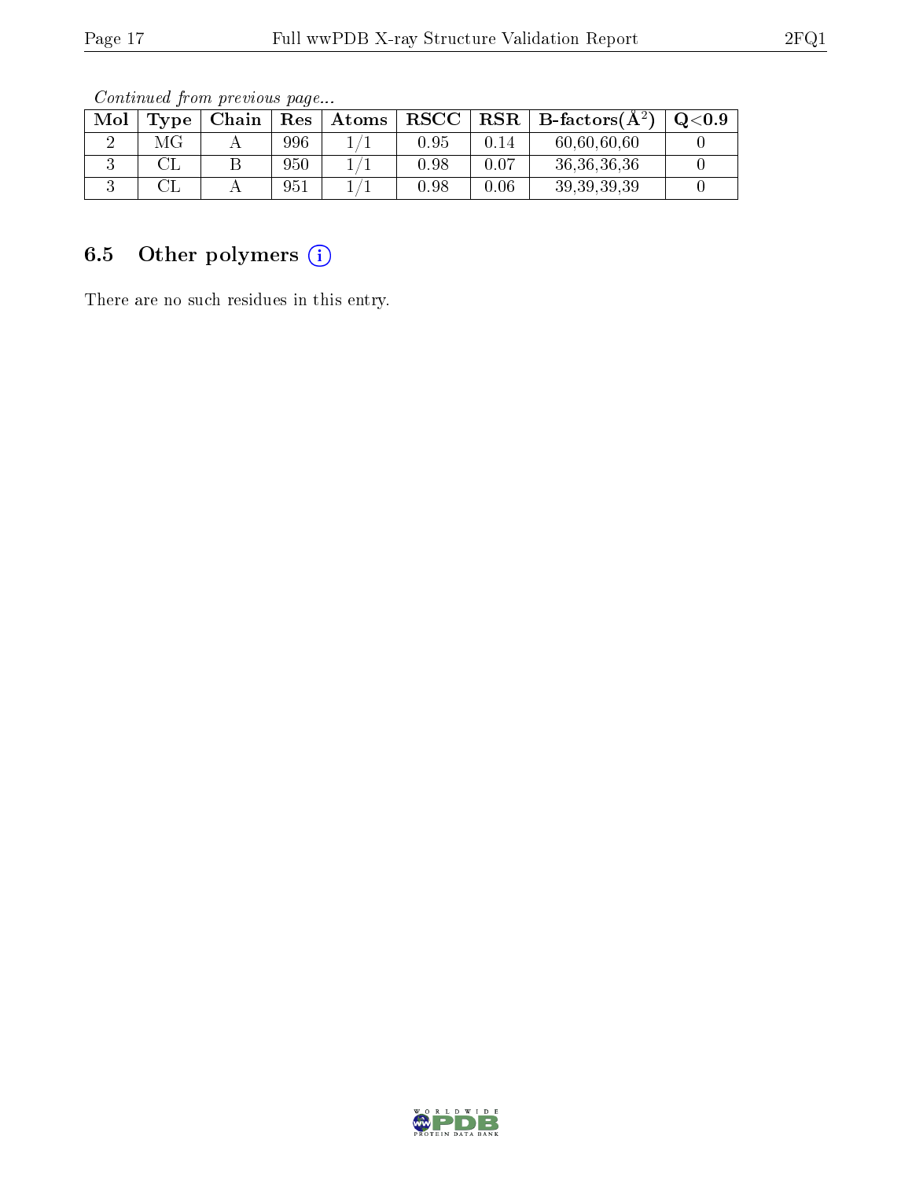*Continued from previous page...*

| Mol | Type | Chain | Res | Atoms | RSCC | RSR | B-factors($Å^2$) | Q<0.9 |
|---|---|---|---|---|---|---|---|---|
| 2 | MG | A | 996 | 1/1 | 0.95 | 0.14 | 60,60,60,60 | 0 |
| 3 | CL | B | 950 | 1/1 | 0.98 | 0.07 | 36,36,36,36 | 0 |
| 3 | CL | A | 951 | 1/1 | 0.98 | 0.06 | 39,39,39,39 | 0 |

## 6.5 Other polymers

There are no such residues in this entry.